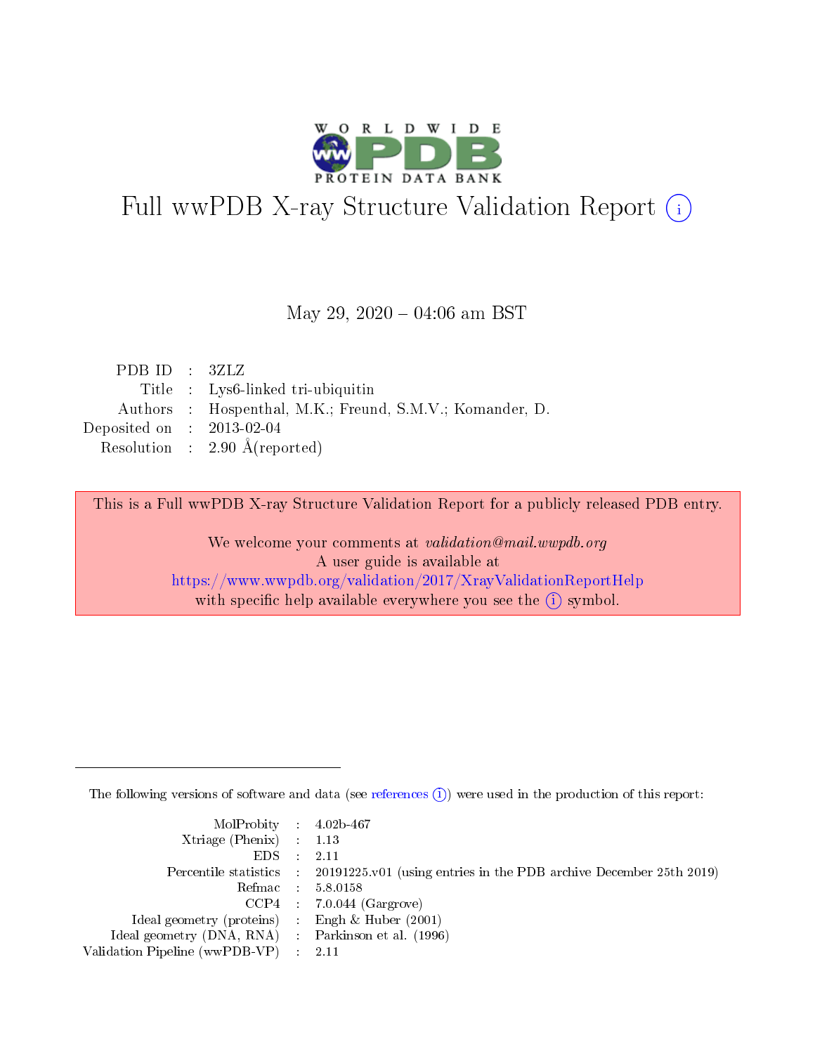# Full wwPDB X-ray Structure Validation Report (i)

May 29, 2020 – 04:06 am BST

| | | |
|---|---|---|
| PDB ID | : | 3ZLZ |
| Title | : | Lys6-linked tri-ubiquitin |
| Authors | : | Hospenthal, M.K.; Freund, S.M.V.; Komander, D. |
| Deposited on | : | 2013-02-04 |
| Resolution | : | 2.90 Å(reported) |

This is a Full wwPDB X-ray Structure Validation Report for a publicly released PDB entry.

We welcome your comments at *validation@mail.wwpdb.org*
A user guide is available at
https://www.wwpdb.org/validation/2017/XrayValidationReportHelp
with specific help available everywhere you see the (i) symbol.

---

The following versions of software and data (see references (i)) were used in the production of this report:

| | | |
|---|---|---|
| MolProbity | : | 4.02b-467 |
| Xtriage (Phenix) | : | 1.13 |
| EDS | : | 2.11 |
| Percentile statistics | : | 20191225.v01 (using entries in the PDB archive December 25th 2019) |
| Refmac | : | 5.8.0158 |
| CCP4 | : | 7.0.044 (Gargrove) |
| Ideal geometry (proteins) | : | Engh & Huber (2001) |
| Ideal geometry (DNA, RNA) | : | Parkinson et al. (1996) |
| Validation Pipeline (wwPDB-VP) | : | 2.11 |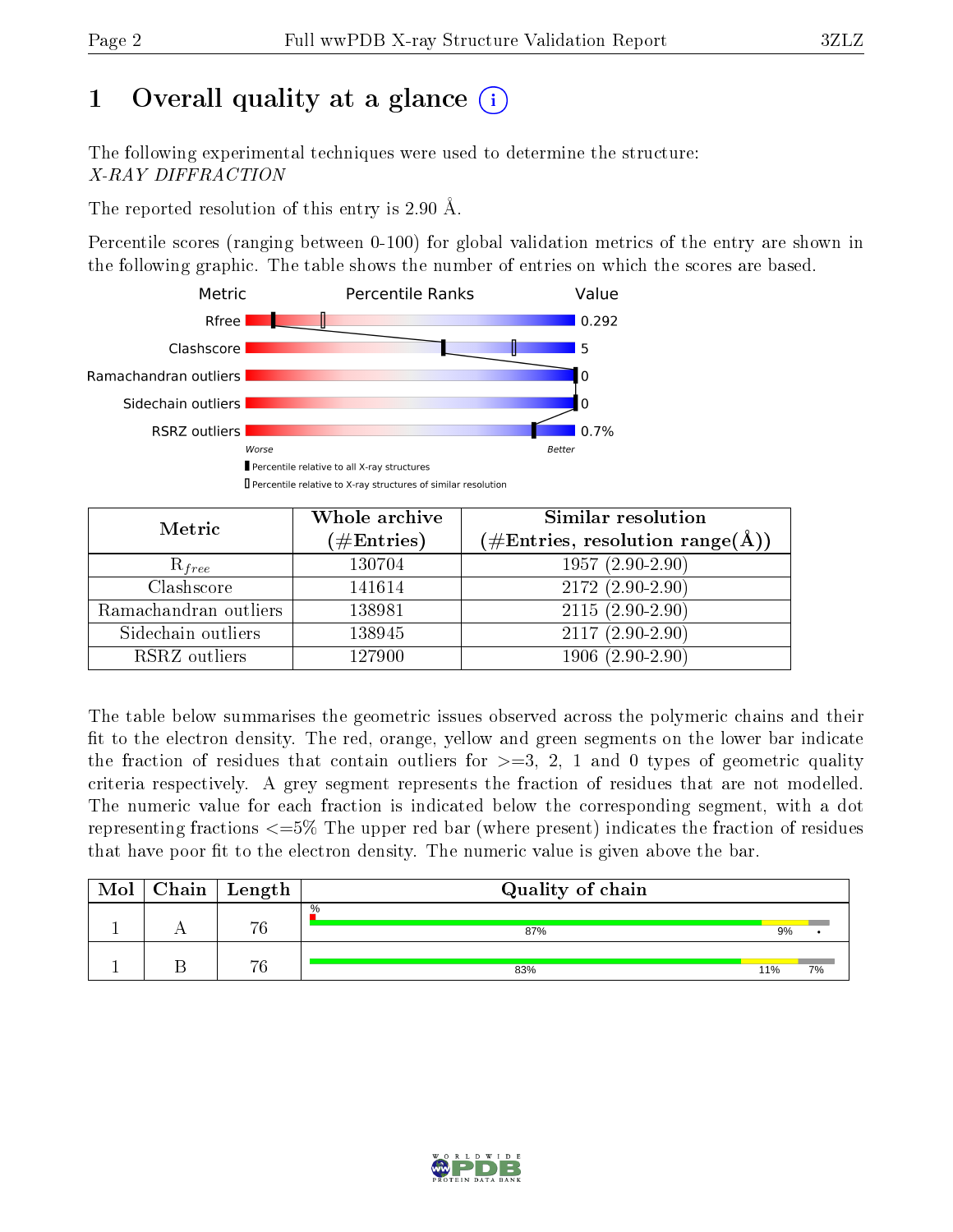# 1 Overall quality at a glance (i)

The following experimental techniques were used to determine the structure:
*X-RAY DIFFRACTION*

The reported resolution of this entry is 2.90 Å.

Percentile scores (ranging between 0-100) for global validation metrics of the entry are shown in the following graphic. The table shows the number of entries on which the scores are based.

| Metric | Value |
|---|---|
| Rfree | 0.292 |
| Clashscore | 5 |
| Ramachandran outliers | 0 |
| Sidechain outliers | 0 |
| RSRZ outliers | 0.7% |

| Metric | Whole archive (#Entries) | Similar resolution (#Entries, resolution range(Å)) |
|---|---|---|
| $R_{free}$ | 130704 | 1957 (2.90-2.90) |
| Clashscore | 141614 | 2172 (2.90-2.90) |
| Ramachandran outliers | 138981 | 2115 (2.90-2.90) |
| Sidechain outliers | 138945 | 2117 (2.90-2.90) |
| RSRZ outliers | 127900 | 1906 (2.90-2.90) |

The table below summarises the geometric issues observed across the polymeric chains and their fit to the electron density. The red, orange, yellow and green segments on the lower bar indicate the fraction of residues that contain outliers for >=3, 2, 1 and 0 types of geometric quality criteria respectively. A grey segment represents the fraction of residues that are not modelled. The numeric value for each fraction is indicated below the corresponding segment, with a dot representing fractions <=5% The upper red bar (where present) indicates the fraction of residues that have poor fit to the electron density. The numeric value is given above the bar.

| Mol | Chain | Length | Quality of chain |
|---|---|---|---|
| 1 | A | 76 | % ; 87% ; 9% ; • |
| 1 | B | 76 | 83% ; 11% ; 7% |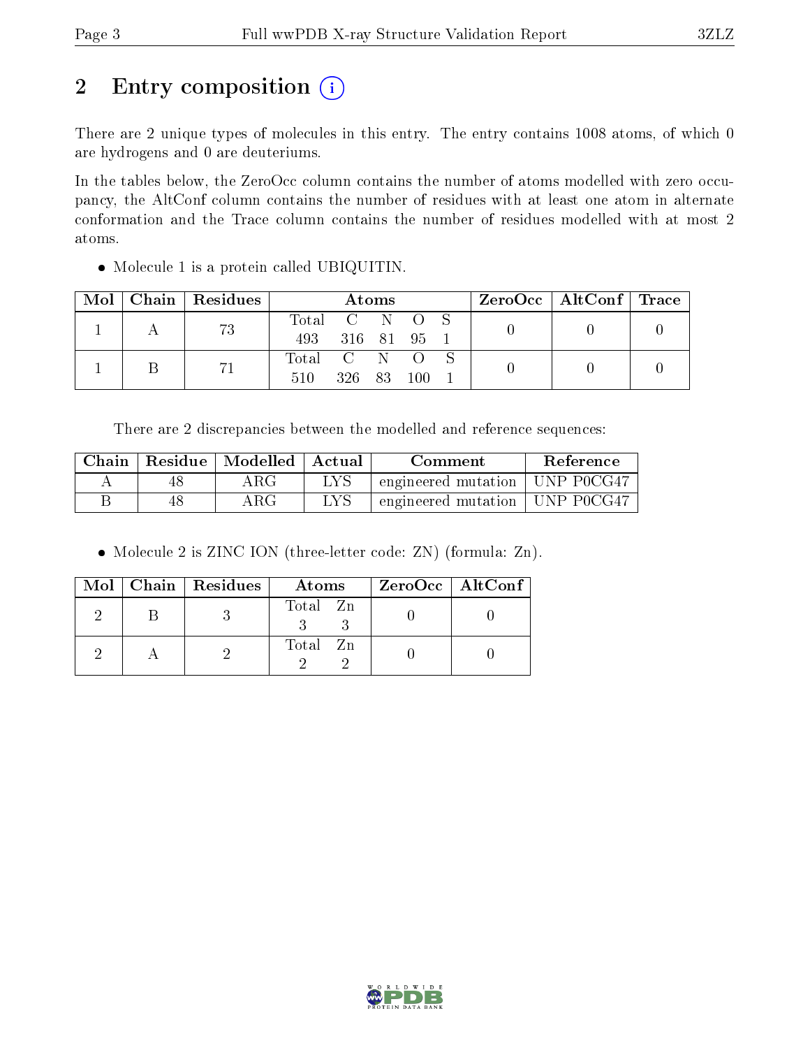## 2 Entry composition

There are 2 unique types of molecules in this entry. The entry contains 1008 atoms, of which 0 are hydrogens and 0 are deuteriums.

In the tables below, the ZeroOcc column contains the number of atoms modelled with zero occupancy, the AltConf column contains the number of residues with at least one atom in alternate conformation and the Trace column contains the number of residues modelled with at most 2 atoms.

- Molecule 1 is a protein called UBIQUITIN.

| Mol | Chain | Residues | Atoms | | | | | ZeroOcc | AltConf | Trace |
|---|---|---|---|---|---|---|---|---|---|---|
| 1 | A | 73 | Total 493 | C 316 | N 81 | O 95 | S 1 | 0 | 0 | 0 |
| 1 | B | 71 | Total 510 | C 326 | N 83 | O 100 | S 1 | 0 | 0 | 0 |

There are 2 discrepancies between the modelled and reference sequences:

| Chain | Residue | Modelled | Actual | Comment | Reference |
|---|---|---|---|---|---|
| A | 48 | ARG | LYS | engineered mutation | UNP P0CG47 |
| B | 48 | ARG | LYS | engineered mutation | UNP P0CG47 |

- Molecule 2 is ZINC ION (three-letter code: ZN) (formula: Zn).

| Mol | Chain | Residues | Atoms | | ZeroOcc | AltConf |
|---|---|---|---|---|---|---|
| 2 | B | 3 | Total 3 | Zn 3 | 0 | 0 |
| 2 | A | 2 | Total 2 | Zn 2 | 0 | 0 |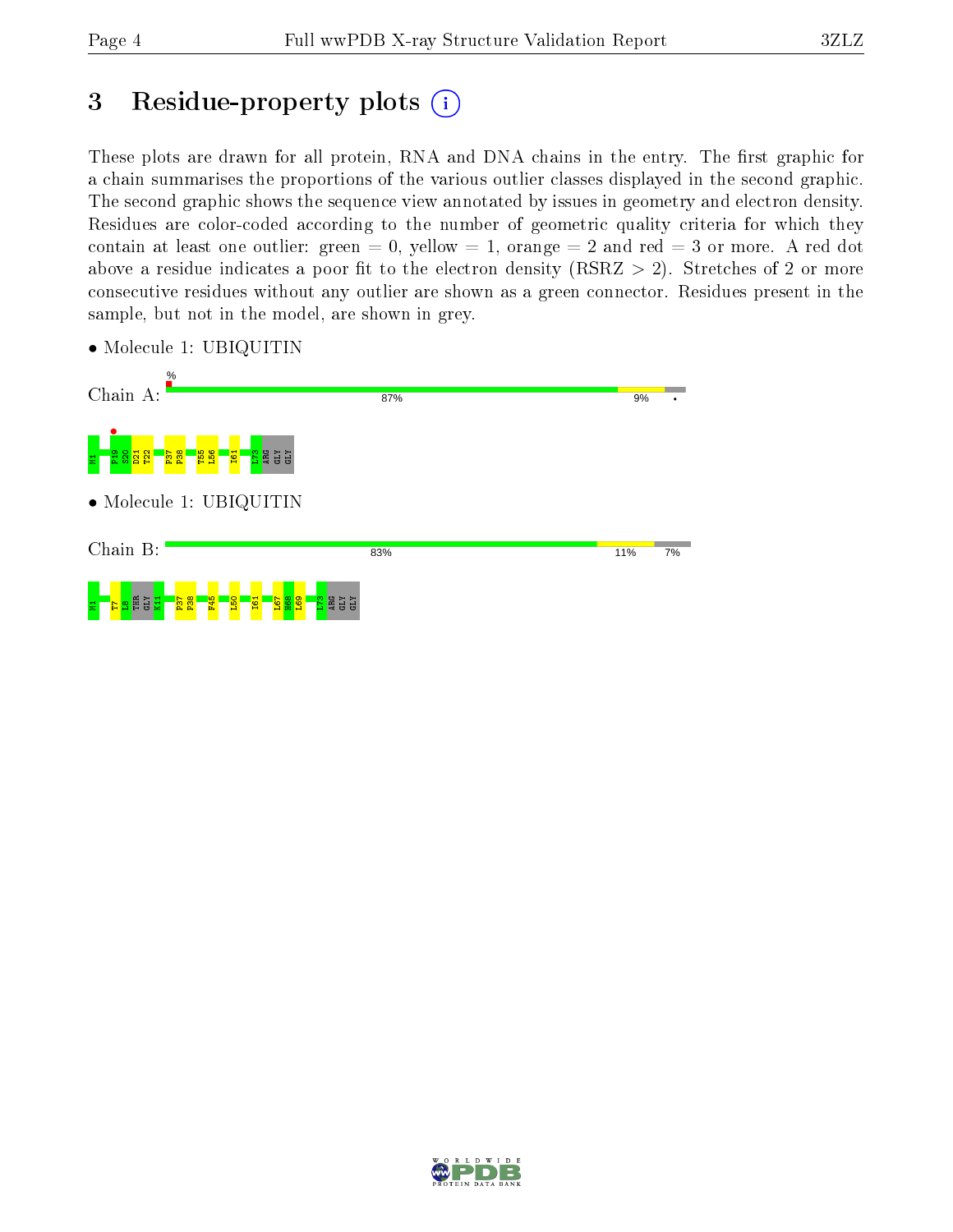# 3 Residue-property plots

These plots are drawn for all protein, RNA and DNA chains in the entry. The first graphic for a chain summarises the proportions of the various outlier classes displayed in the second graphic. The second graphic shows the sequence view annotated by issues in geometry and electron density. Residues are color-coded according to the number of geometric quality criteria for which they contain at least one outlier: green = 0, yellow = 1, orange = 2 and red = 3 or more. A red dot above a residue indicates a poor fit to the electron density (RSRZ > 2). Stretches of 2 or more consecutive residues without any outlier are shown as a green connector. Residues present in the sample, but not in the model, are shown in grey.

- Molecule 1: UBIQUITIN

Chain A: % 87% 9% •

M1 P19 S20 D21 T22 P37 P38 T55 L56 I61 L73 ARG GLY GLY

- Molecule 1: UBIQUITIN

Chain B: 83% 11% 7%

M1 T7 L8 THR GLY K11 P37 P38 F45 L50 I61 L67 H68 L69 L73 ARG GLY GLY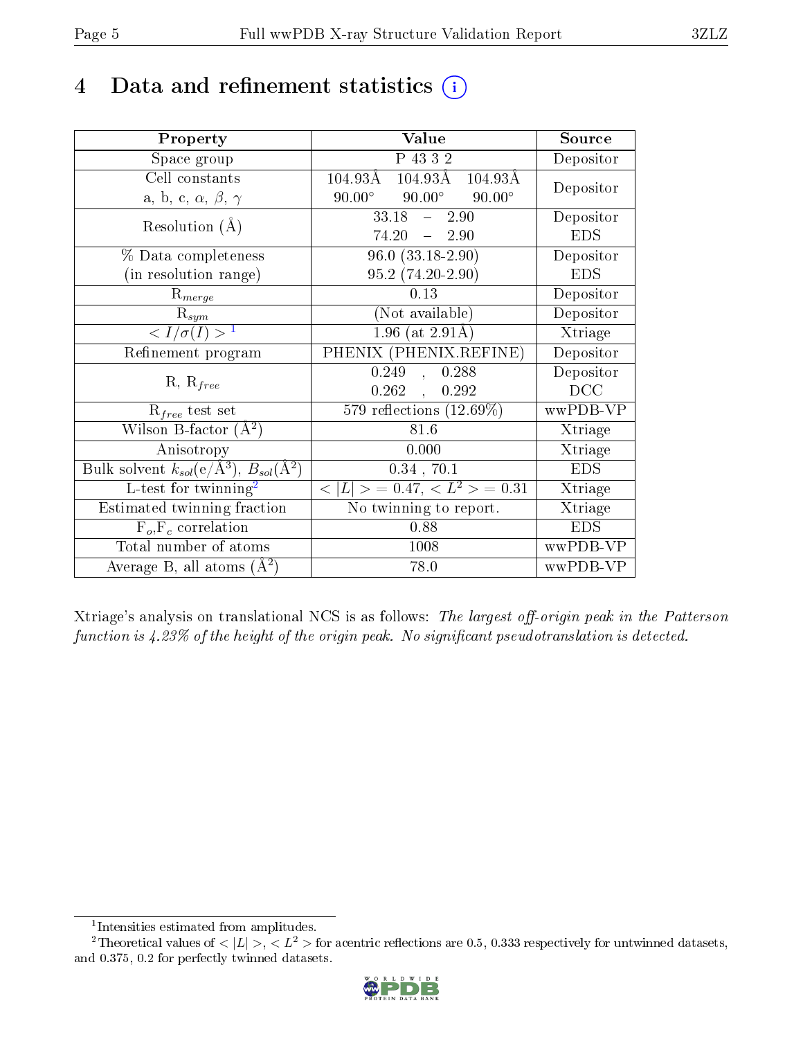# 4 Data and refinement statistics

| Property | Value | Source |
|---|---|---|
| Space group | P 43 3 2 | Depositor |
| Cell constants<br>a, b, c, $\alpha$, $\beta$, $\gamma$ | 104.93Å 104.93Å 104.93Å<br>90.00° 90.00° 90.00° | Depositor |
| Resolution (Å) | 33.18 – 2.90<br>74.20 – 2.90 | Depositor<br>EDS |
| % Data completeness<br>(in resolution range) | 96.0 (33.18-2.90)<br>95.2 (74.20-2.90) | Depositor<br>EDS |
| $R_{merge}$ | 0.13 | Depositor |
| $R_{sym}$ | (Not available) | Depositor |
| $< I/\sigma(I) >$ [1] | 1.96 (at 2.91Å) | Xtriage |
| Refinement program | PHENIX (PHENIX.REFINE) | Depositor |
| R, $R_{free}$ | 0.249 , 0.288<br>0.262 , 0.292 | Depositor<br>DCC |
| $R_{free}$ test set | 579 reflections (12.69%) | wwPDB-VP |
| Wilson B-factor (Å$^2$) | 81.6 | Xtriage |
| Anisotropy | 0.000 | Xtriage |
| Bulk solvent $k_{sol}$(e/Å$^3$), $B_{sol}$(Å$^2$) | 0.34 , 70.1 | EDS |
| L-test for twinning[2] | $< \|L\| >$ = 0.47, $< L^2 >$ = 0.31 | Xtriage |
| Estimated twinning fraction | No twinning to report. | Xtriage |
| $F_o$,$F_c$ correlation | 0.88 | EDS |
| Total number of atoms | 1008 | wwPDB-VP |
| Average B, all atoms (Å$^2$) | 78.0 | wwPDB-VP |

Xtriage's analysis on translational NCS is as follows: *The largest off-origin peak in the Patterson function is 4.23% of the height of the origin peak. No significant pseudotranslation is detected.*

[1] Intensities estimated from amplitudes.

[2] Theoretical values of $< |L| >$, $< L^2 >$ for acentric reflections are 0.5, 0.333 respectively for untwinned datasets, and 0.375, 0.2 for perfectly twinned datasets.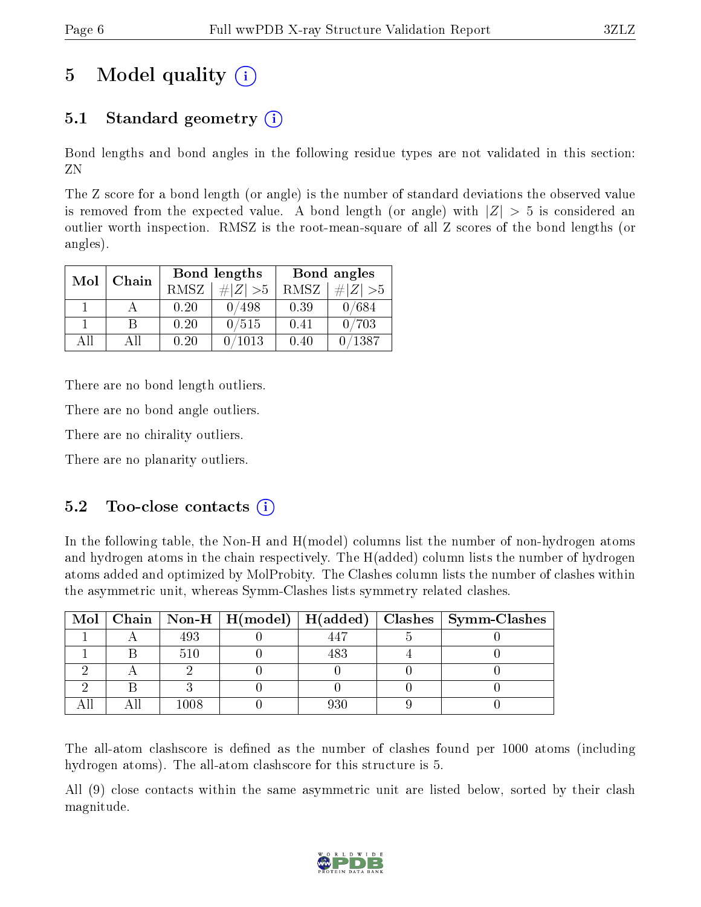# 5 Model quality (i)

## 5.1 Standard geometry (i)

Bond lengths and bond angles in the following residue types are not validated in this section: ZN

The Z score for a bond length (or angle) is the number of standard deviations the observed value is removed from the expected value. A bond length (or angle) with $|Z| > 5$ is considered an outlier worth inspection. RMSZ is the root-mean-square of all Z scores of the bond lengths (or angles).

| Mol | Chain | Bond lengths | | Bond angles | |
|---|---|---|---|---|---|
| | | RMSZ | #\|Z\| >5 | RMSZ | #\|Z\| >5 |
| 1 | A | 0.20 | 0/498 | 0.39 | 0/684 |
| 1 | B | 0.20 | 0/515 | 0.41 | 0/703 |
| All | All | 0.20 | 0/1013 | 0.40 | 0/1387 |

There are no bond length outliers.

There are no bond angle outliers.

There are no chirality outliers.

There are no planarity outliers.

## 5.2 Too-close contacts (i)

In the following table, the Non-H and H(model) columns list the number of non-hydrogen atoms and hydrogen atoms in the chain respectively. The H(added) column lists the number of hydrogen atoms added and optimized by MolProbity. The Clashes column lists the number of clashes within the asymmetric unit, whereas Symm-Clashes lists symmetry related clashes.

| Mol | Chain | Non-H | H(model) | H(added) | Clashes | Symm-Clashes |
|---|---|---|---|---|---|---|
| 1 | A | 493 | 0 | 447 | 5 | 0 |
| 1 | B | 510 | 0 | 483 | 4 | 0 |
| 2 | A | 2 | 0 | 0 | 0 | 0 |
| 2 | B | 3 | 0 | 0 | 0 | 0 |
| All | All | 1008 | 0 | 930 | 9 | 0 |

The all-atom clashscore is defined as the number of clashes found per 1000 atoms (including hydrogen atoms). The all-atom clashscore for this structure is 5.

All (9) close contacts within the same asymmetric unit are listed below, sorted by their clash magnitude.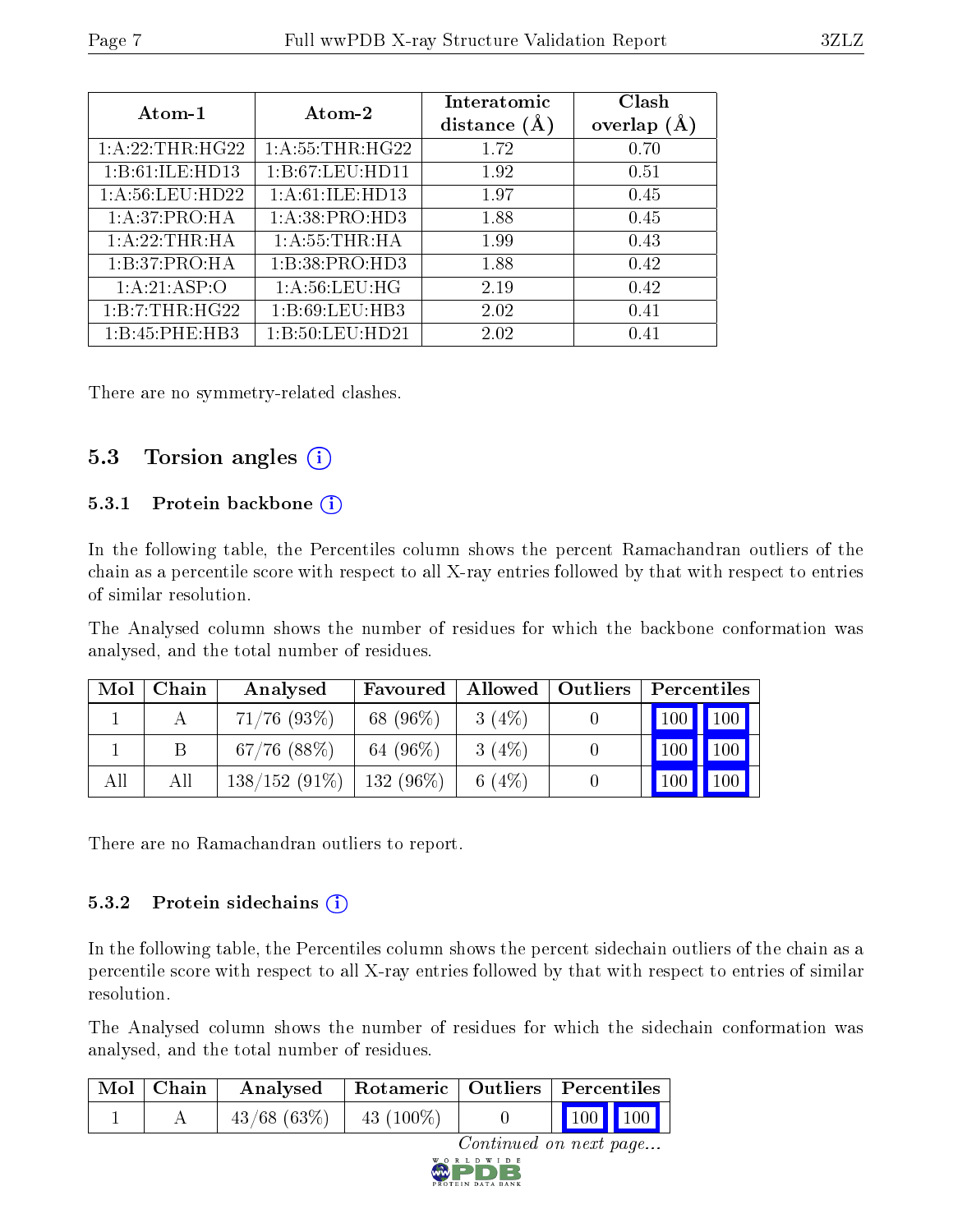| Atom-1 | Atom-2 | Interatomic distance (Å) | Clash overlap (Å) |
|---|---|---|---|
| 1:A:22:THR:HG22 | 1:A:55:THR:HG22 | 1.72 | 0.70 |
| 1:B:61:ILE:HD13 | 1:B:67:LEU:HD11 | 1.92 | 0.51 |
| 1:A:56:LEU:HD22 | 1:A:61:ILE:HD13 | 1.97 | 0.45 |
| 1:A:37:PRO:HA | 1:A:38:PRO:HD3 | 1.88 | 0.45 |
| 1:A:22:THR:HA | 1:A:55:THR:HA | 1.99 | 0.43 |
| 1:B:37:PRO:HA | 1:B:38:PRO:HD3 | 1.88 | 0.42 |
| 1:A:21:ASP:O | 1:A:56:LEU:HG | 2.19 | 0.42 |
| 1:B:7:THR:HG22 | 1:B:69:LEU:HB3 | 2.02 | 0.41 |
| 1:B:45:PHE:HB3 | 1:B:50:LEU:HD21 | 2.02 | 0.41 |

There are no symmetry-related clashes.

## 5.3 Torsion angles (i)

### 5.3.1 Protein backbone (i)

In the following table, the Percentiles column shows the percent Ramachandran outliers of the chain as a percentile score with respect to all X-ray entries followed by that with respect to entries of similar resolution.

The Analysed column shows the number of residues for which the backbone conformation was analysed, and the total number of residues.

| Mol | Chain | Analysed | Favoured | Allowed | Outliers | Percentiles | |
|---|---|---|---|---|---|---|---|
| 1 | A | 71/76 (93%) | 68 (96%) | 3 (4%) | 0 | 100 | 100 |
| 1 | B | 67/76 (88%) | 64 (96%) | 3 (4%) | 0 | 100 | 100 |
| All | All | 138/152 (91%) | 132 (96%) | 6 (4%) | 0 | 100 | 100 |

There are no Ramachandran outliers to report.

### 5.3.2 Protein sidechains (i)

In the following table, the Percentiles column shows the percent sidechain outliers of the chain as a percentile score with respect to all X-ray entries followed by that with respect to entries of similar resolution.

The Analysed column shows the number of residues for which the sidechain conformation was analysed, and the total number of residues.

| Mol | Chain | Analysed | Rotameric | Outliers | Percentiles | |
|---|---|---|---|---|---|---|
| 1 | A | 43/68 (63%) | 43 (100%) | 0 | 100 | 100 |

*Continued on next page...*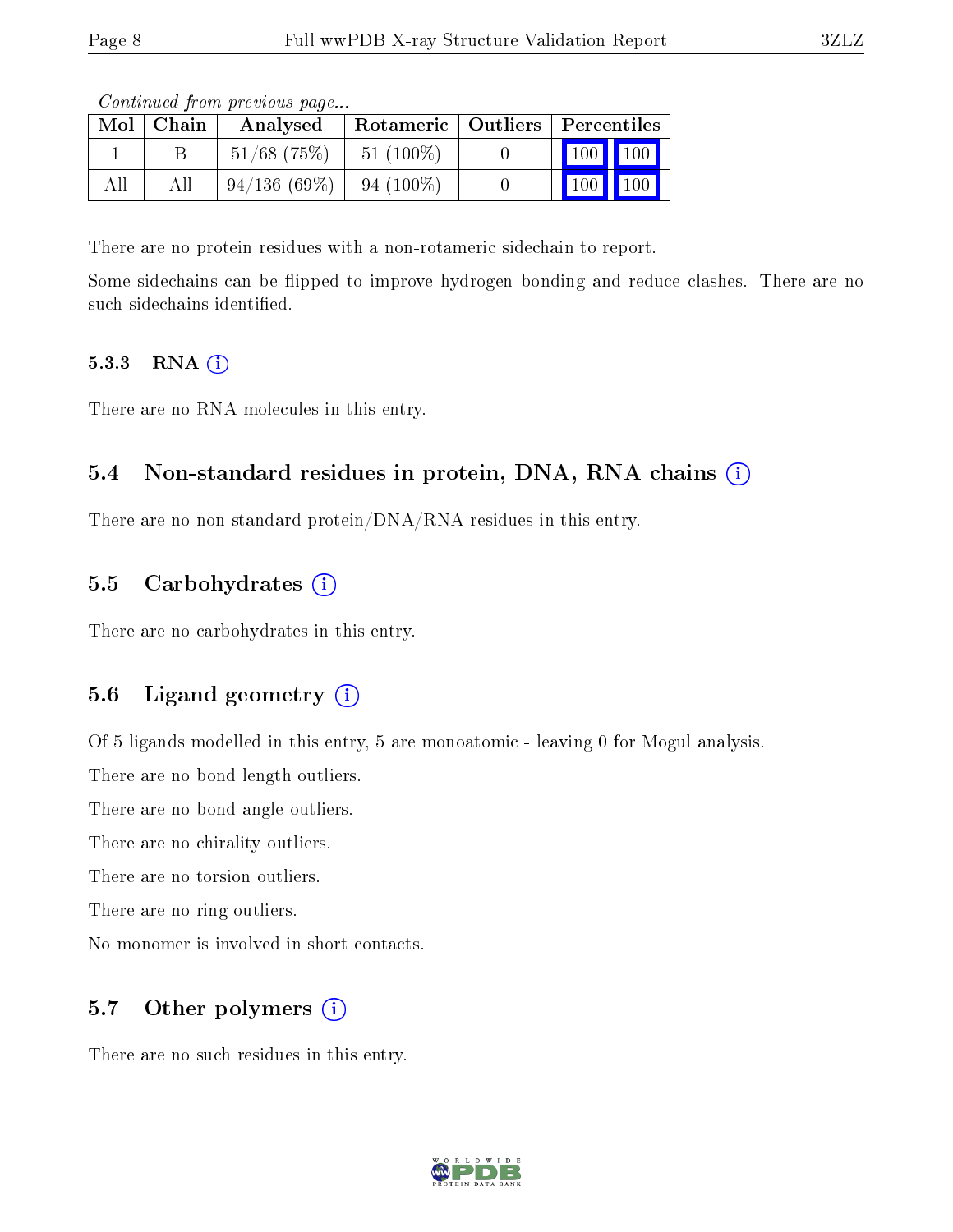*Continued from previous page...*

| Mol | Chain | Analysed | Rotameric | Outliers | Percentiles | |
|---|---|---|---|---|---|---|
| 1 | B | 51/68 (75%) | 51 (100%) | 0 | 100 | 100 |
| All | All | 94/136 (69%) | 94 (100%) | 0 | 100 | 100 |

There are no protein residues with a non-rotameric sidechain to report.

Some sidechains can be flipped to improve hydrogen bonding and reduce clashes. There are no such sidechains identified.

### 5.3.3 RNA

There are no RNA molecules in this entry.

## 5.4 Non-standard residues in protein, DNA, RNA chains

There are no non-standard protein/DNA/RNA residues in this entry.

## 5.5 Carbohydrates

There are no carbohydrates in this entry.

## 5.6 Ligand geometry

Of 5 ligands modelled in this entry, 5 are monoatomic - leaving 0 for Mogul analysis.

There are no bond length outliers.

There are no bond angle outliers.

There are no chirality outliers.

There are no torsion outliers.

There are no ring outliers.

No monomer is involved in short contacts.

## 5.7 Other polymers

There are no such residues in this entry.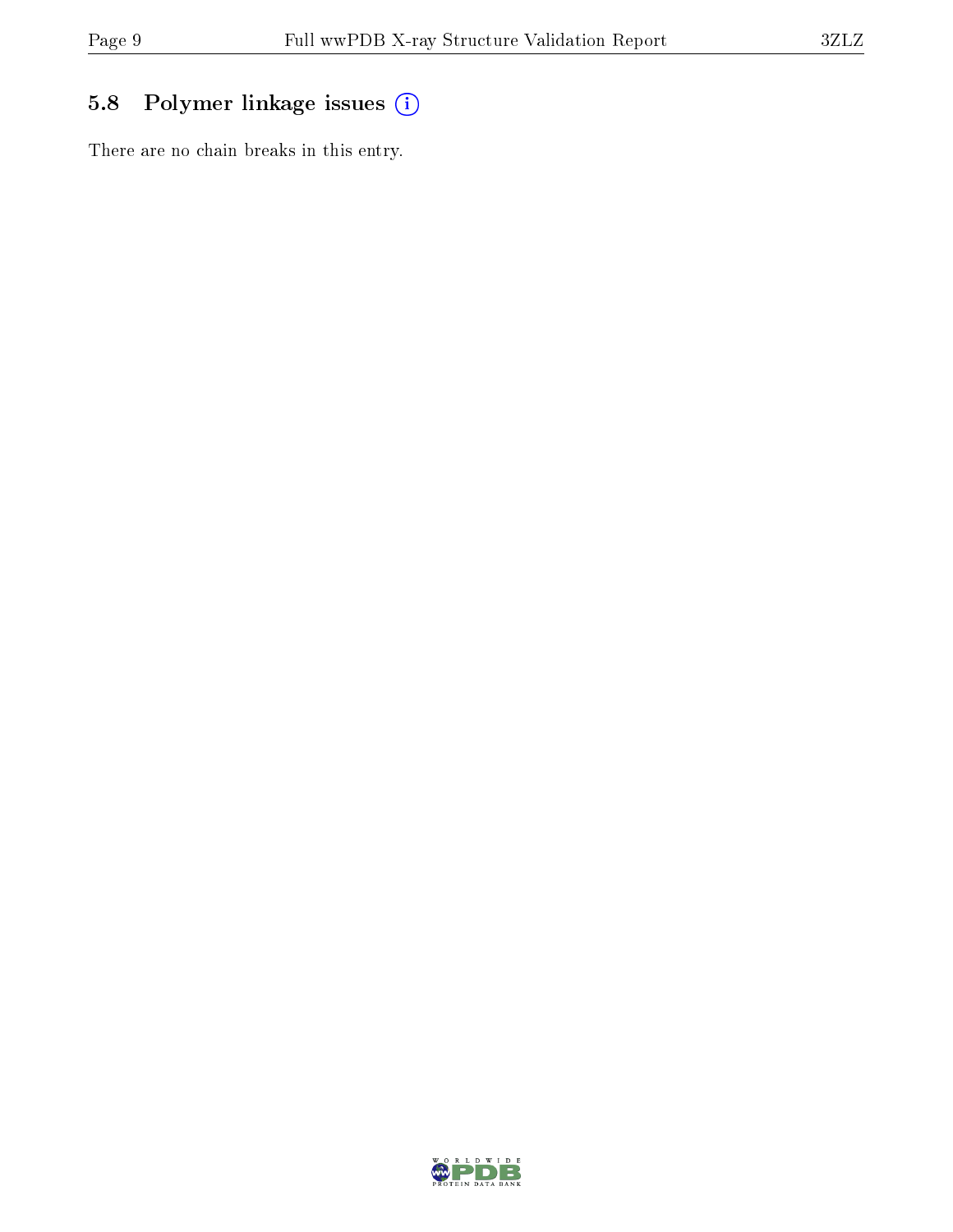## 5.8 Polymer linkage issues

There are no chain breaks in this entry.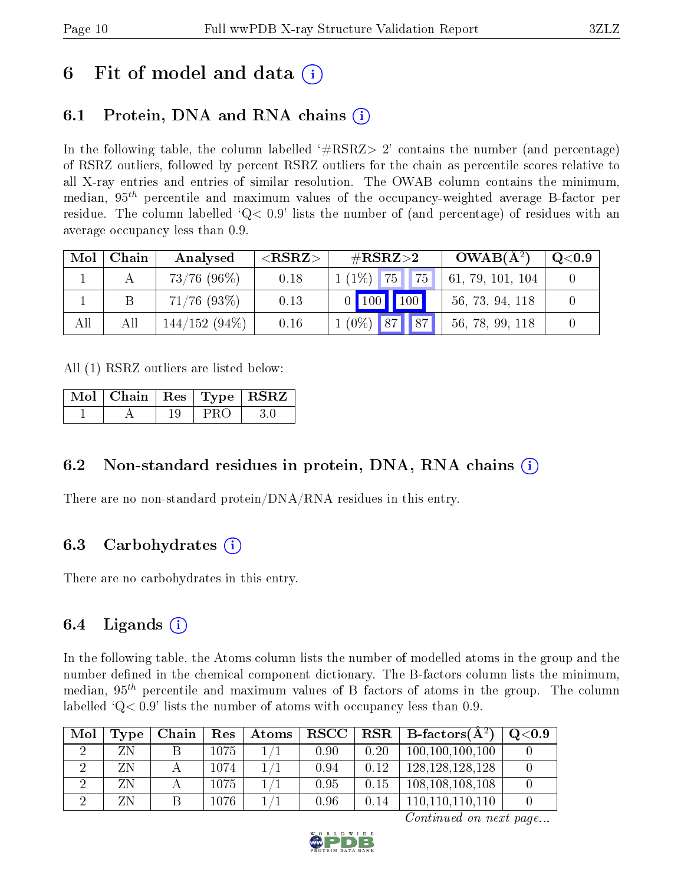# 6 Fit of model and data (i)

## 6.1 Protein, DNA and RNA chains (i)

In the following table, the column labelled '#RSRZ> 2' contains the number (and percentage) of RSRZ outliers, followed by percent RSRZ outliers for the chain as percentile scores relative to all X-ray entries and entries of similar resolution. The OWAB column contains the minimum, median, $95^{th}$ percentile and maximum values of the occupancy-weighted average B-factor per residue. The column labelled 'Q< 0.9' lists the number of (and percentage) of residues with an average occupancy less than 0.9.

| Mol | Chain | Analysed | <RSRZ> | #RSRZ>2 | | | OWAB(Å$^2$) | Q<0.9 |
|---|---|---|---|---|---|---|---|---|
| 1 | A | 73/76 (96%) | 0.18 | 1 (1%) | 75 | 75 | 61, 79, 101, 104 | 0 |
| 1 | B | 71/76 (93%) | 0.13 | 0 | 100 | 100 | 56, 73, 94, 118 | 0 |
| All | All | 144/152 (94%) | 0.16 | 1 (0%) | 87 | 87 | 56, 78, 99, 118 | 0 |

All (1) RSRZ outliers are listed below:

| Mol | Chain | Res | Type | RSRZ |
|---|---|---|---|---|
| 1 | A | 19 | PRO | 3.0 |

## 6.2 Non-standard residues in protein, DNA, RNA chains (i)

There are no non-standard protein/DNA/RNA residues in this entry.

## 6.3 Carbohydrates (i)

There are no carbohydrates in this entry.

## 6.4 Ligands (i)

In the following table, the Atoms column lists the number of modelled atoms in the group and the number defined in the chemical component dictionary. The B-factors column lists the minimum, median, $95^{th}$ percentile and maximum values of B factors of atoms in the group. The column labelled 'Q< 0.9' lists the number of atoms with occupancy less than 0.9.

| Mol | Type | Chain | Res | Atoms | RSCC | RSR | B-factors(Å$^2$) | Q<0.9 |
|---|---|---|---|---|---|---|---|---|
| 2 | ZN | B | 1075 | 1/1 | 0.90 | 0.20 | 100,100,100,100 | 0 |
| 2 | ZN | A | 1074 | 1/1 | 0.94 | 0.12 | 128,128,128,128 | 0 |
| 2 | ZN | A | 1075 | 1/1 | 0.95 | 0.15 | 108,108,108,108 | 0 |
| 2 | ZN | B | 1076 | 1/1 | 0.96 | 0.14 | 110,110,110,110 | 0 |

*Continued on next page...*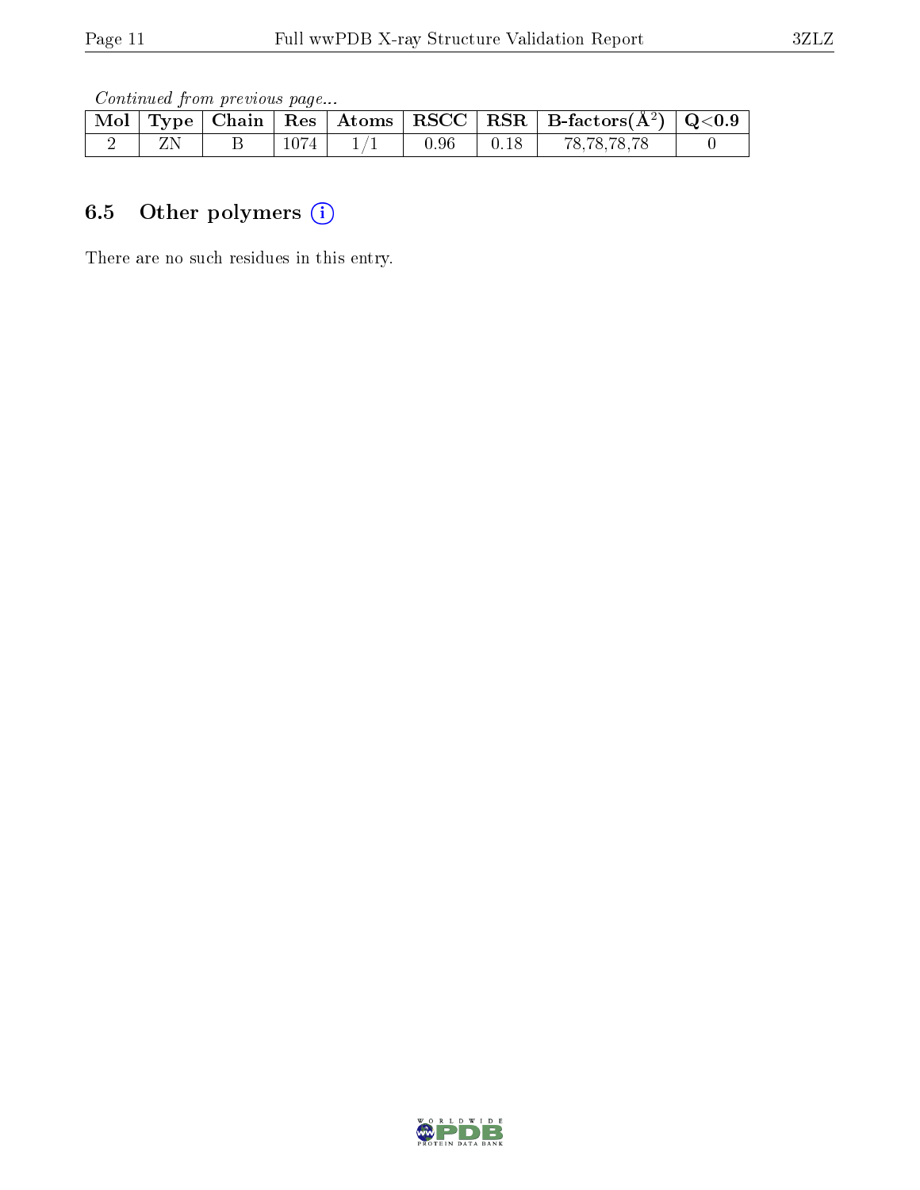*Continued from previous page...*

| Mol | Type | Chain | Res | Atoms | RSCC | RSR | B-factors($Å^2$) | Q<0.9 |
|---|---|---|---|---|---|---|---|---|
| 2 | ZN | B | 1074 | 1/1 | 0.96 | 0.18 | 78,78,78,78 | 0 |

## 6.5 Other polymers

There are no such residues in this entry.